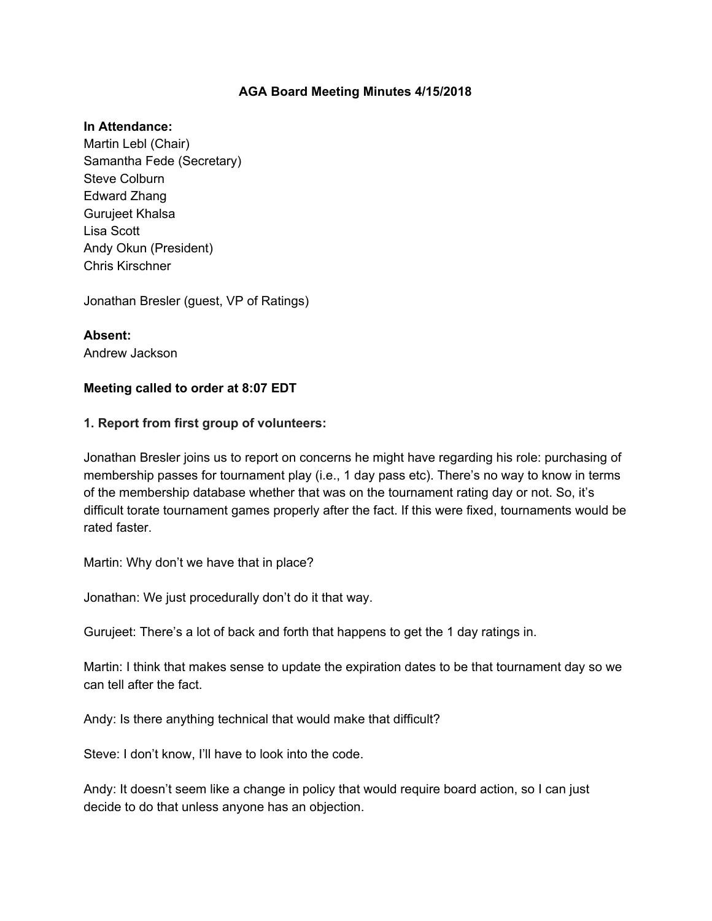# AGA Board Meeting Minutes 4/15/2018

**In Attendance:**
Martin Lebl (Chair)
Samantha Fede (Secretary)
Steve Colburn
Edward Zhang
Gurujeet Khalsa
Lisa Scott
Andy Okun (President)
Chris Kirschner

Jonathan Bresler (guest, VP of Ratings)

**Absent:**
Andrew Jackson

**Meeting called to order at 8:07 EDT**

**1. Report from first group of volunteers:**

Jonathan Bresler joins us to report on concerns he might have regarding his role: purchasing of membership passes for tournament play (i.e., 1 day pass etc). There's no way to know in terms of the membership database whether that was on the tournament rating day or not. So, it's difficult torate tournament games properly after the fact. If this were fixed, tournaments would be rated faster.

Martin: Why don't we have that in place?

Jonathan: We just procedurally don't do it that way.

Gurujeet: There's a lot of back and forth that happens to get the 1 day ratings in.

Martin: I think that makes sense to update the expiration dates to be that tournament day so we can tell after the fact.

Andy: Is there anything technical that would make that difficult?

Steve: I don't know, I'll have to look into the code.

Andy: It doesn't seem like a change in policy that would require board action, so I can just decide to do that unless anyone has an objection.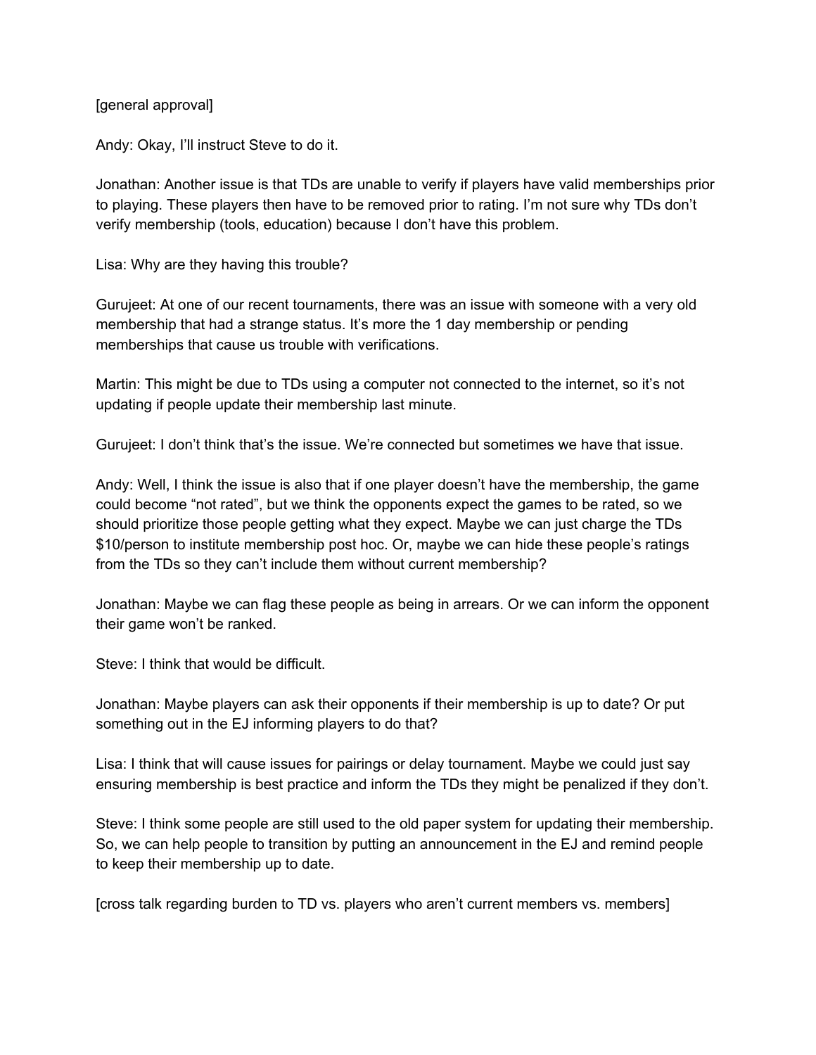[general approval]

Andy: Okay, I'll instruct Steve to do it.

Jonathan: Another issue is that TDs are unable to verify if players have valid memberships prior to playing. These players then have to be removed prior to rating. I'm not sure why TDs don't verify membership (tools, education) because I don't have this problem.

Lisa: Why are they having this trouble?

Gurujeet: At one of our recent tournaments, there was an issue with someone with a very old membership that had a strange status. It's more the 1 day membership or pending memberships that cause us trouble with verifications.

Martin: This might be due to TDs using a computer not connected to the internet, so it's not updating if people update their membership last minute.

Gurujeet: I don't think that's the issue. We're connected but sometimes we have that issue.

Andy: Well, I think the issue is also that if one player doesn't have the membership, the game could become "not rated", but we think the opponents expect the games to be rated, so we should prioritize those people getting what they expect. Maybe we can just charge the TDs $10/person to institute membership post hoc. Or, maybe we can hide these people's ratings from the TDs so they can't include them without current membership?

Jonathan: Maybe we can flag these people as being in arrears. Or we can inform the opponent their game won't be ranked.

Steve: I think that would be difficult.

Jonathan: Maybe players can ask their opponents if their membership is up to date? Or put something out in the EJ informing players to do that?

Lisa: I think that will cause issues for pairings or delay tournament. Maybe we could just say ensuring membership is best practice and inform the TDs they might be penalized if they don't.

Steve: I think some people are still used to the old paper system for updating their membership. So, we can help people to transition by putting an announcement in the EJ and remind people to keep their membership up to date.

[cross talk regarding burden to TD vs. players who aren't current members vs. members]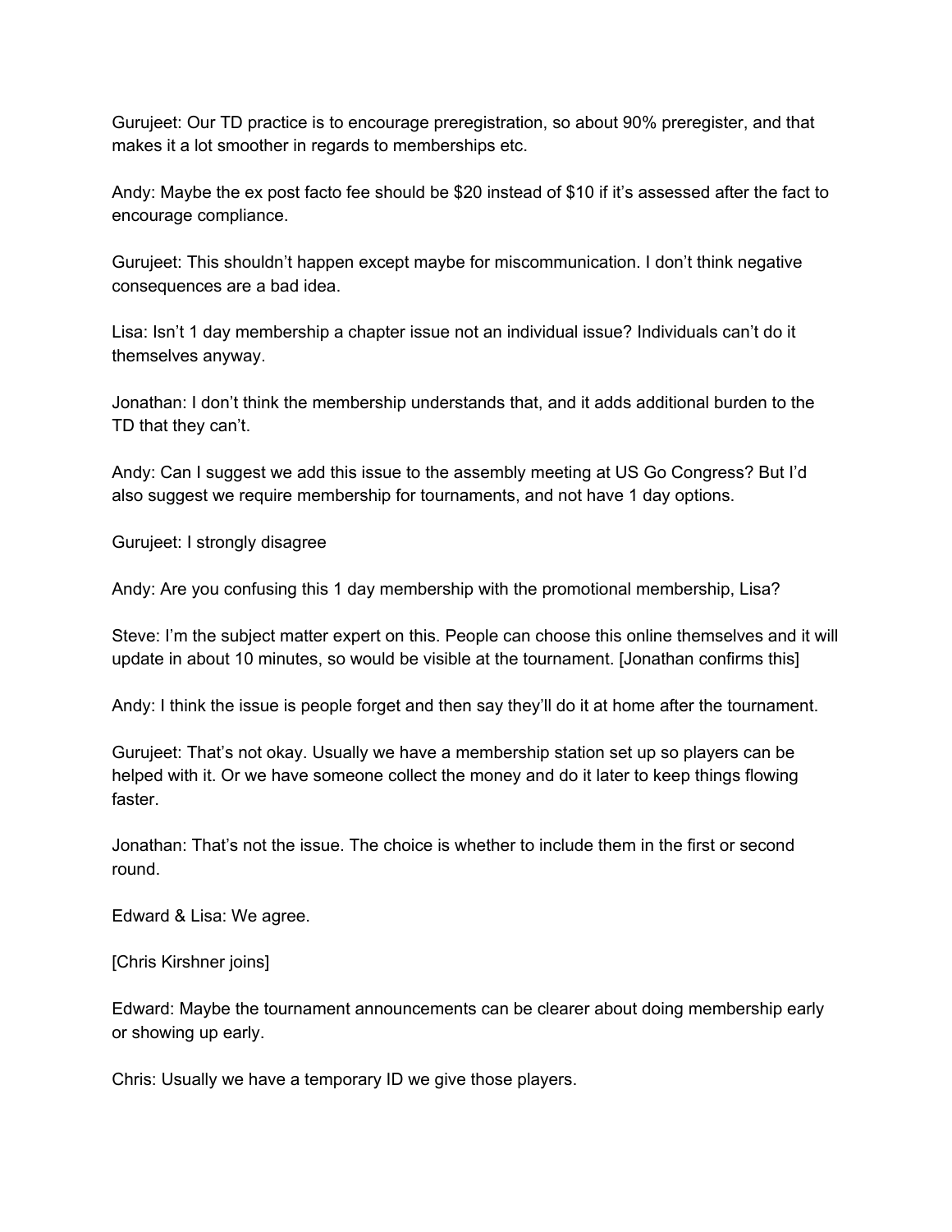Gurujeet: Our TD practice is to encourage preregistration, so about 90% preregister, and that makes it a lot smoother in regards to memberships etc.

Andy: Maybe the ex post facto fee should be $20 instead of $10 if it's assessed after the fact to encourage compliance.

Gurujeet: This shouldn't happen except maybe for miscommunication. I don't think negative consequences are a bad idea.

Lisa: Isn't 1 day membership a chapter issue not an individual issue? Individuals can't do it themselves anyway.

Jonathan: I don't think the membership understands that, and it adds additional burden to the TD that they can't.

Andy: Can I suggest we add this issue to the assembly meeting at US Go Congress? But I'd also suggest we require membership for tournaments, and not have 1 day options.

Gurujeet: I strongly disagree

Andy: Are you confusing this 1 day membership with the promotional membership, Lisa?

Steve: I'm the subject matter expert on this. People can choose this online themselves and it will update in about 10 minutes, so would be visible at the tournament. [Jonathan confirms this]

Andy: I think the issue is people forget and then say they'll do it at home after the tournament.

Gurujeet: That's not okay. Usually we have a membership station set up so players can be helped with it. Or we have someone collect the money and do it later to keep things flowing faster.

Jonathan: That's not the issue. The choice is whether to include them in the first or second round.

Edward & Lisa: We agree.

[Chris Kirshner joins]

Edward: Maybe the tournament announcements can be clearer about doing membership early or showing up early.

Chris: Usually we have a temporary ID we give those players.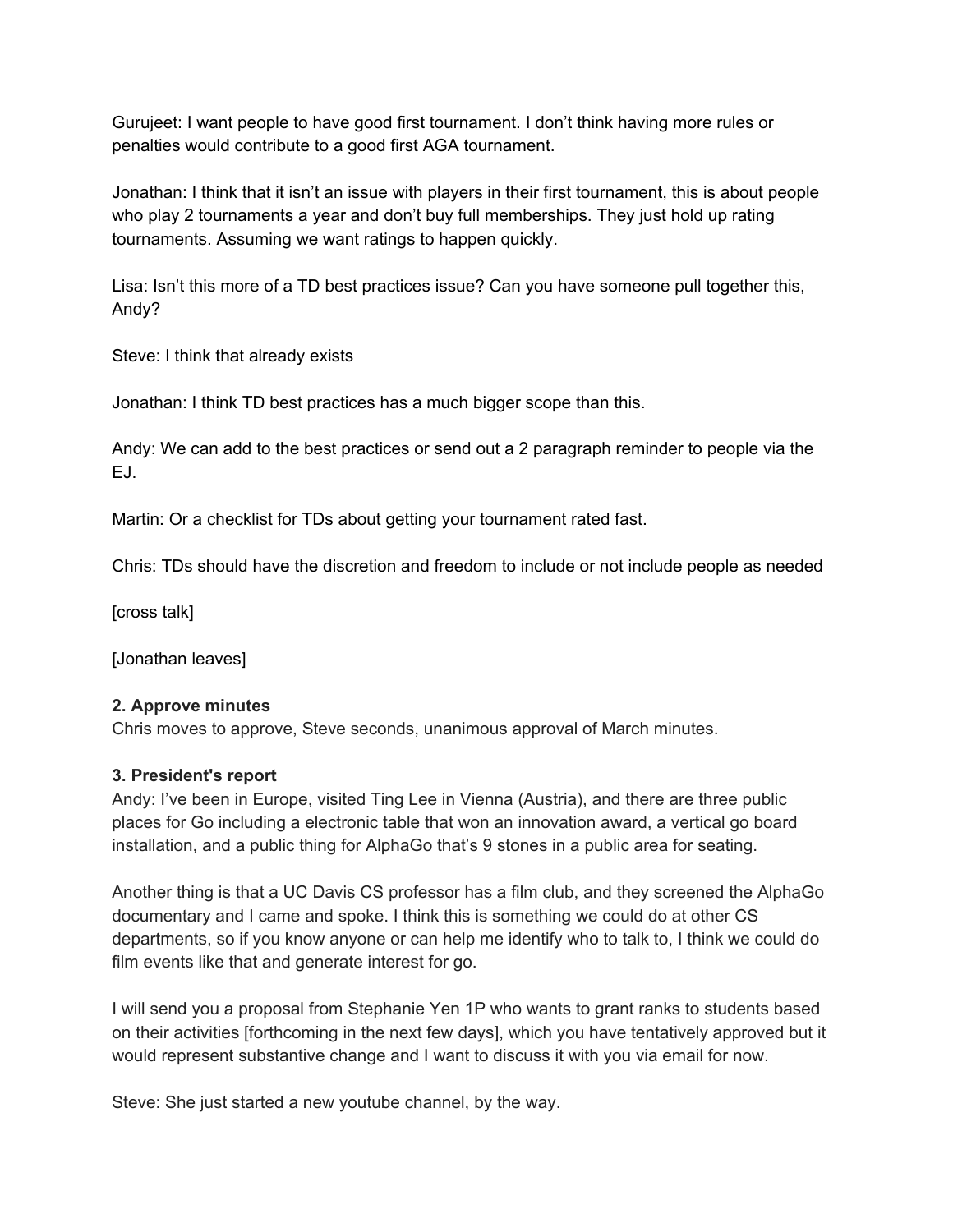Gurujeet: I want people to have good first tournament. I don't think having more rules or penalties would contribute to a good first AGA tournament.

Jonathan: I think that it isn't an issue with players in their first tournament, this is about people who play 2 tournaments a year and don't buy full memberships. They just hold up rating tournaments. Assuming we want ratings to happen quickly.

Lisa: Isn't this more of a TD best practices issue? Can you have someone pull together this, Andy?

Steve: I think that already exists

Jonathan: I think TD best practices has a much bigger scope than this.

Andy: We can add to the best practices or send out a 2 paragraph reminder to people via the EJ.

Martin: Or a checklist for TDs about getting your tournament rated fast.

Chris: TDs should have the discretion and freedom to include or not include people as needed

[cross talk]

[Jonathan leaves]

**2. Approve minutes**
Chris moves to approve, Steve seconds, unanimous approval of March minutes.

**3. President's report**
Andy: I've been in Europe, visited Ting Lee in Vienna (Austria), and there are three public places for Go including a electronic table that won an innovation award, a vertical go board installation, and a public thing for AlphaGo that's 9 stones in a public area for seating.

Another thing is that a UC Davis CS professor has a film club, and they screened the AlphaGo documentary and I came and spoke. I think this is something we could do at other CS departments, so if you know anyone or can help me identify who to talk to, I think we could do film events like that and generate interest for go.

I will send you a proposal from Stephanie Yen 1P who wants to grant ranks to students based on their activities [forthcoming in the next few days], which you have tentatively approved but it would represent substantive change and I want to discuss it with you via email for now.

Steve: She just started a new youtube channel, by the way.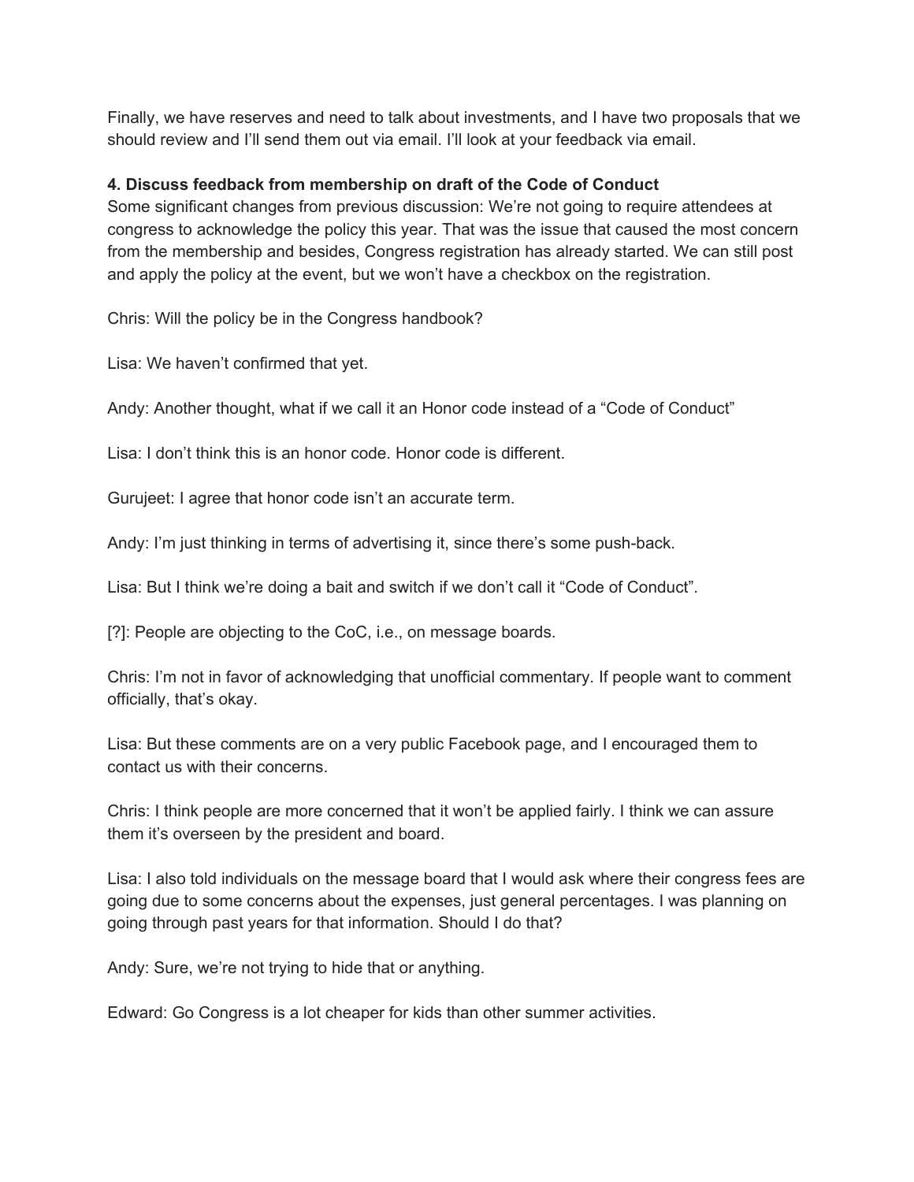Finally, we have reserves and need to talk about investments, and I have two proposals that we should review and I'll send them out via email. I'll look at your feedback via email.

**4. Discuss feedback from membership on draft of the Code of Conduct**

Some significant changes from previous discussion: We're not going to require attendees at congress to acknowledge the policy this year. That was the issue that caused the most concern from the membership and besides, Congress registration has already started. We can still post and apply the policy at the event, but we won't have a checkbox on the registration.

Chris: Will the policy be in the Congress handbook?

Lisa: We haven't confirmed that yet.

Andy: Another thought, what if we call it an Honor code instead of a "Code of Conduct"

Lisa: I don't think this is an honor code. Honor code is different.

Gurujeet: I agree that honor code isn't an accurate term.

Andy: I'm just thinking in terms of advertising it, since there's some push-back.

Lisa: But I think we're doing a bait and switch if we don't call it "Code of Conduct".

[?]: People are objecting to the CoC, i.e., on message boards.

Chris: I'm not in favor of acknowledging that unofficial commentary. If people want to comment officially, that's okay.

Lisa: But these comments are on a very public Facebook page, and I encouraged them to contact us with their concerns.

Chris: I think people are more concerned that it won't be applied fairly. I think we can assure them it's overseen by the president and board.

Lisa: I also told individuals on the message board that I would ask where their congress fees are going due to some concerns about the expenses, just general percentages. I was planning on going through past years for that information. Should I do that?

Andy: Sure, we're not trying to hide that or anything.

Edward: Go Congress is a lot cheaper for kids than other summer activities.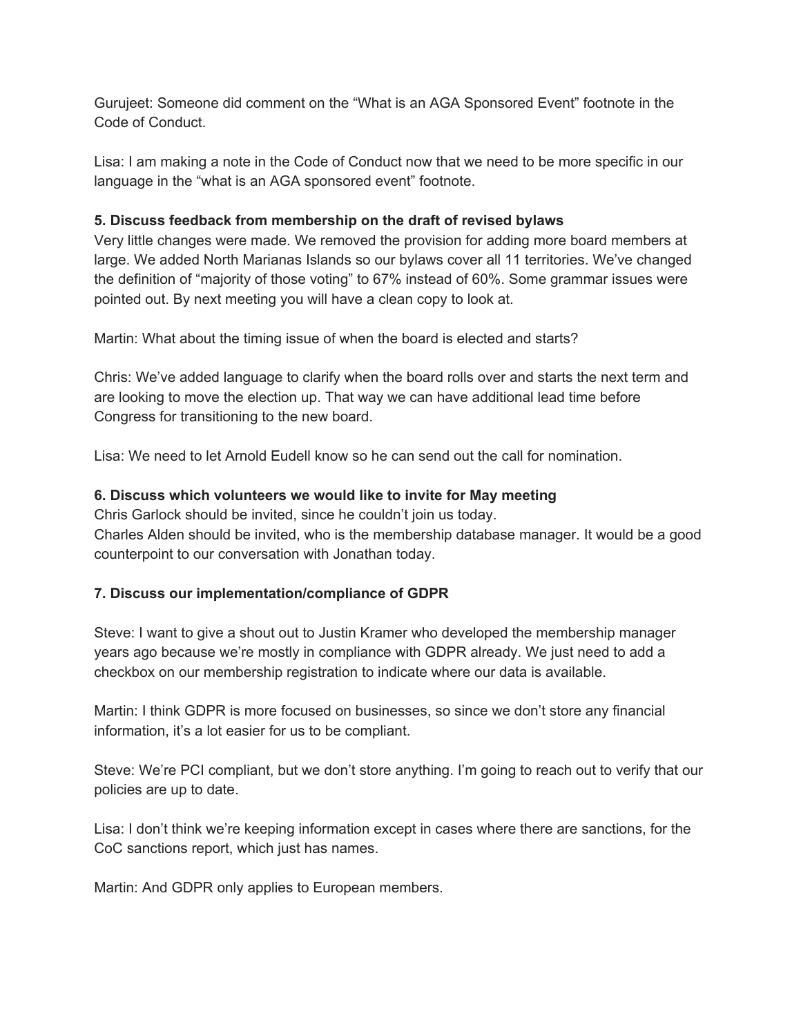Gurujeet: Someone did comment on the “What is an AGA Sponsored Event” footnote in the Code of Conduct.

Lisa: I am making a note in the Code of Conduct now that we need to be more specific in our language in the “what is an AGA sponsored event” footnote.

**5. Discuss feedback from membership on the draft of revised bylaws**

Very little changes were made. We removed the provision for adding more board members at large. We added North Marianas Islands so our bylaws cover all 11 territories. We’ve changed the definition of “majority of those voting” to 67% instead of 60%. Some grammar issues were pointed out. By next meeting you will have a clean copy to look at.

Martin: What about the timing issue of when the board is elected and starts?

Chris: We’ve added language to clarify when the board rolls over and starts the next term and are looking to move the election up. That way we can have additional lead time before Congress for transitioning to the new board.

Lisa: We need to let Arnold Eudell know so he can send out the call for nomination.

**6. Discuss which volunteers we would like to invite for May meeting**

Chris Garlock should be invited, since he couldn’t join us today.
Charles Alden should be invited, who is the membership database manager. It would be a good counterpoint to our conversation with Jonathan today.

**7. Discuss our implementation/compliance of GDPR**

Steve: I want to give a shout out to Justin Kramer who developed the membership manager years ago because we’re mostly in compliance with GDPR already. We just need to add a checkbox on our membership registration to indicate where our data is available.

Martin: I think GDPR is more focused on businesses, so since we don’t store any financial information, it’s a lot easier for us to be compliant.

Steve: We’re PCI compliant, but we don’t store anything. I’m going to reach out to verify that our policies are up to date.

Lisa: I don’t think we’re keeping information except in cases where there are sanctions, for the CoC sanctions report, which just has names.

Martin: And GDPR only applies to European members.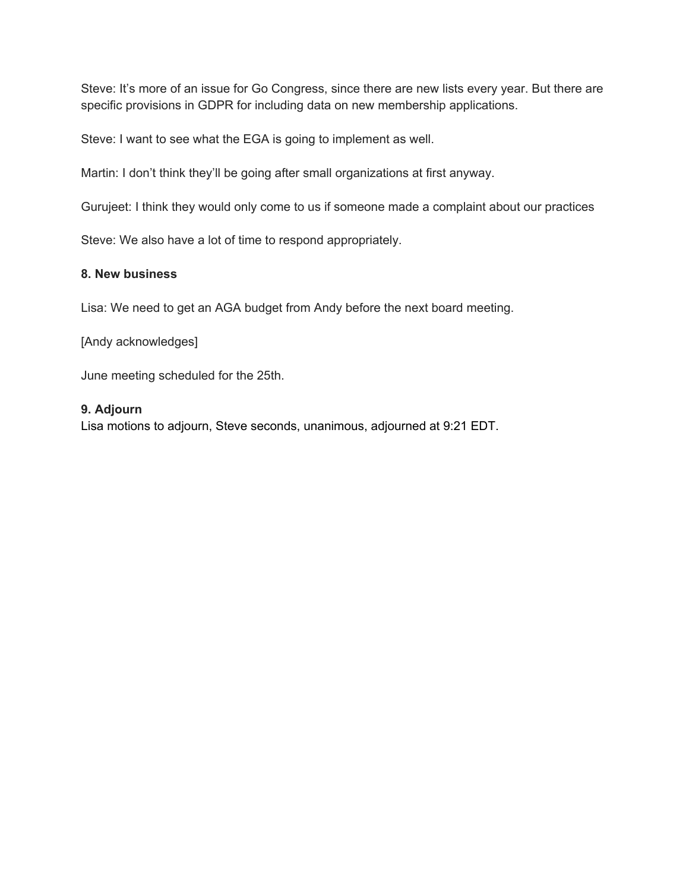Steve: It’s more of an issue for Go Congress, since there are new lists every year. But there are specific provisions in GDPR for including data on new membership applications.

Steve: I want to see what the EGA is going to implement as well.

Martin: I don’t think they’ll be going after small organizations at first anyway.

Gurujeet: I think they would only come to us if someone made a complaint about our practices

Steve: We also have a lot of time to respond appropriately.

**8. New business**

Lisa: We need to get an AGA budget from Andy before the next board meeting.

[Andy acknowledges]

June meeting scheduled for the 25th.

**9. Adjourn**

Lisa motions to adjourn, Steve seconds, unanimous, adjourned at 9:21 EDT.